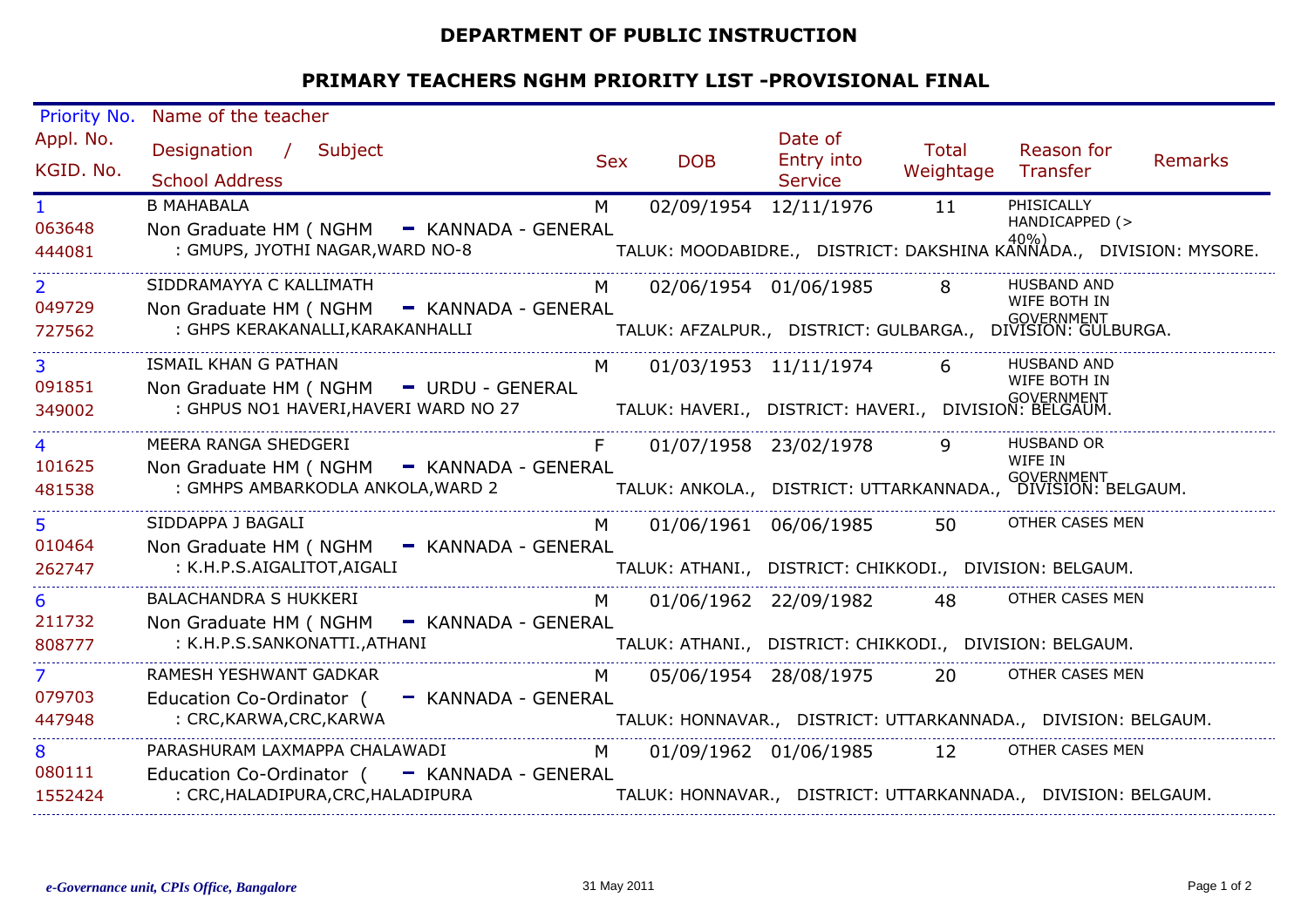# DEPARTMENT OF PUBLIC INSTRUCTION

## PRIMARY TEACHERS NGHM PRIORITY LIST -PROVISIONAL FINAL

| Priority No. / Appl. No. / KGID. No. | Name of the teacher / Designation / Subject / School Address | Sex | DOB | Date of Entry into Service | Total Weightage | Reason for Transfer | Remarks |
|---|---|---|---|---|---|---|---|
| 1<br>063648<br>444081 | B MAHABALA<br>Non Graduate HM ( NGHM - KANNADA - GENERAL<br>: GMUPS, JYOTHI NAGAR,WARD NO-8<br>TALUK: MOODABIDRE., DISTRICT: DAKSHINA KANNADA., DIVISION: MYSORE. | M | 02/09/1954 | 12/11/1976 | 11 | PHISICALLY HANDICAPPED (> 40%) | |
| 2<br>049729<br>727562 | SIDDRAMAYYA C KALLIMATH<br>Non Graduate HM ( NGHM - KANNADA - GENERAL<br>: GHPS KERAKANALLI,KARAKANHALLI<br>TALUK: AFZALPUR., DISTRICT: GULBARGA., DIVISION: GULBURGA. | M | 02/06/1954 | 01/06/1985 | 8 | HUSBAND AND WIFE BOTH IN GOVERNMENT | |
| 3<br>091851<br>349002 | ISMAIL KHAN G PATHAN<br>Non Graduate HM ( NGHM - URDU - GENERAL<br>: GHPUS NO1 HAVERI,HAVERI WARD NO 27<br>TALUK: HAVERI., DISTRICT: HAVERI., DIVISION: BELGAUM. | M | 01/03/1953 | 11/11/1974 | 6 | HUSBAND AND WIFE BOTH IN GOVERNMENT | |
| 4<br>101625<br>481538 | MEERA RANGA SHEDGERI<br>Non Graduate HM ( NGHM - KANNADA - GENERAL<br>: GMHPS AMBARKODLA ANKOLA,WARD 2<br>TALUK: ANKOLA., DISTRICT: UTTARKANNADA., DIVISION: BELGAUM. | F | 01/07/1958 | 23/02/1978 | 9 | HUSBAND OR WIFE IN GOVERNMENT | |
| 5<br>010464<br>262747 | SIDDAPPA J BAGALI<br>Non Graduate HM ( NGHM - KANNADA - GENERAL<br>: K.H.P.S.AIGALITOT,AIGALI<br>TALUK: ATHANI., DISTRICT: CHIKKODI., DIVISION: BELGAUM. | M | 01/06/1961 | 06/06/1985 | 50 | OTHER CASES MEN | |
| 6<br>211732<br>808777 | BALACHANDRA S HUKKERI<br>Non Graduate HM ( NGHM - KANNADA - GENERAL<br>: K.H.P.S.SANKONATTI.,ATHANI<br>TALUK: ATHANI., DISTRICT: CHIKKODI., DIVISION: BELGAUM. | M | 01/06/1962 | 22/09/1982 | 48 | OTHER CASES MEN | |
| 7<br>079703<br>447948 | RAMESH YESHWANT GADKAR<br>Education Co-Ordinator ( - KANNADA - GENERAL<br>: CRC,KARWA,CRC,KARWA<br>TALUK: HONNAVAR., DISTRICT: UTTARKANNADA., DIVISION: BELGAUM. | M | 05/06/1954 | 28/08/1975 | 20 | OTHER CASES MEN | |
| 8<br>080111<br>1552424 | PARASHURAM LAXMAPPA CHALAWADI<br>Education Co-Ordinator ( - KANNADA - GENERAL<br>: CRC,HALADIPURA,CRC,HALADIPURA<br>TALUK: HONNAVAR., DISTRICT: UTTARKANNADA., DIVISION: BELGAUM. | M | 01/09/1962 | 01/06/1985 | 12 | OTHER CASES MEN | |

*e-Governance unit, CPIs Office, Bangalore* — 31 May 2011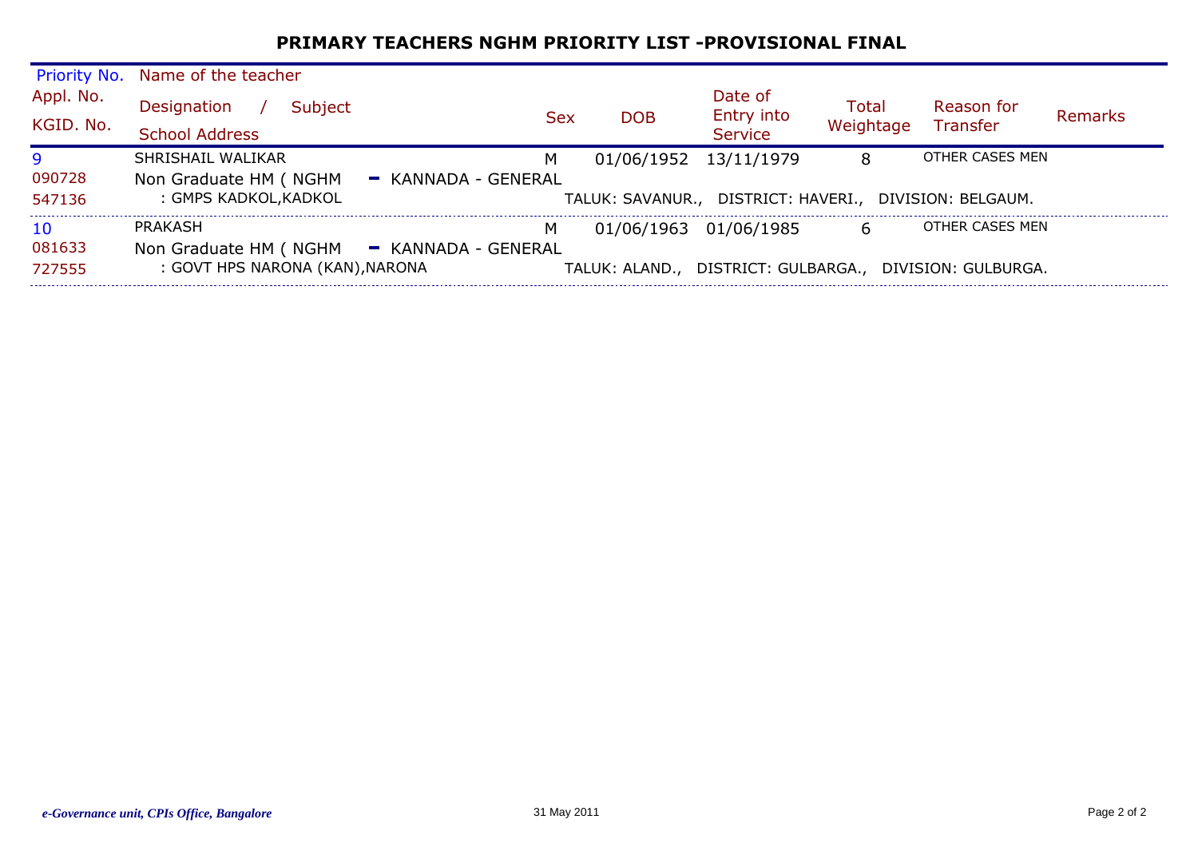## PRIMARY TEACHERS NGHM PRIORITY LIST -PROVISIONAL FINAL

| Priority No. / Appl. No. / KGID. No. | Name of the teacher / Designation / Subject / School Address | Sex | DOB | Date of Entry into Service | Total Weightage | Reason for Transfer | Remarks |
|---|---|---|---|---|---|---|---|
| 9 / 090728 / 547136 | SHRISHAIL WALIKAR / Non Graduate HM ( NGHM - KANNADA - GENERAL / : GMPS KADKOL,KADKOL TALUK: SAVANUR., DISTRICT: HAVERI., DIVISION: BELGAUM. | M | 01/06/1952 | 13/11/1979 | 8 | OTHER CASES MEN | |
| 10 / 081633 / 727555 | PRAKASH / Non Graduate HM ( NGHM - KANNADA - GENERAL / : GOVT HPS NARONA (KAN),NARONA TALUK: ALAND., DISTRICT: GULBARGA., DIVISION: GULBURGA. | M | 01/06/1963 | 01/06/1985 | 6 | OTHER CASES MEN | |

*e-Governance unit, CPIs Office, Bangalore*

31 May 2011